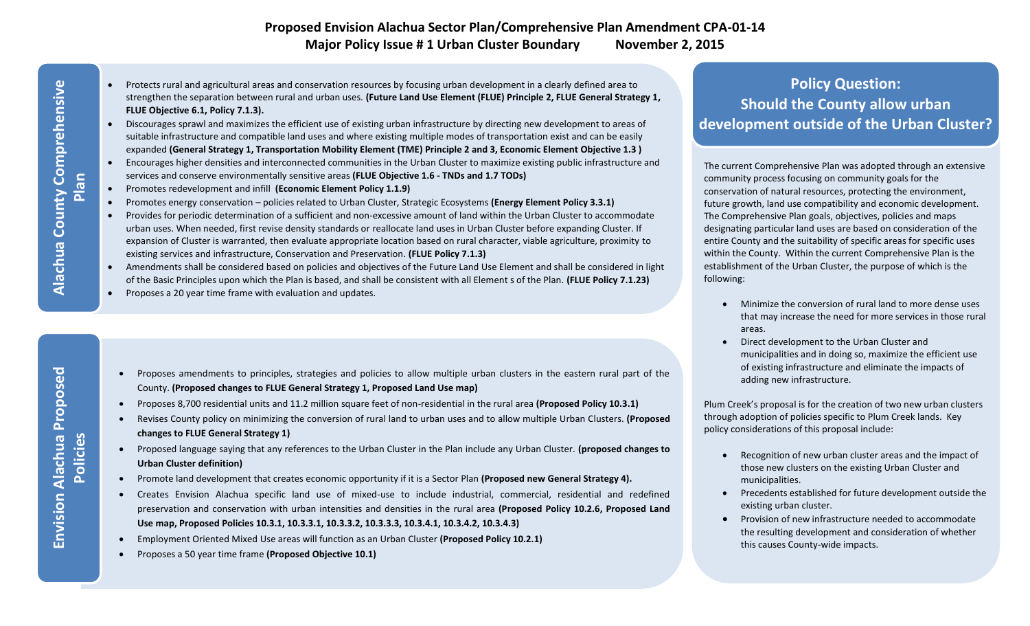# Proposed Envision Alachua Sector Plan/Comprehensive Plan Amendment CPA-01-14

## Major Policy Issue # 1 Urban Cluster Boundary November 2, 2015

### Alachua County Comprehensive Plan

- Protects rural and agricultural areas and conservation resources by focusing urban development in a clearly defined area to strengthen the separation between rural and urban uses. **(Future Land Use Element (FLUE) Principle 2, FLUE General Strategy 1, FLUE Objective 6.1, Policy 7.1.3).**
- Discourages sprawl and maximizes the efficient use of existing urban infrastructure by directing new development to areas of suitable infrastructure and compatible land uses and where existing multiple modes of transportation exist and can be easily expanded **(General Strategy 1, Transportation Mobility Element (TME) Principle 2 and 3, Economic Element Objective 1.3 )**
- Encourages higher densities and interconnected communities in the Urban Cluster to maximize existing public infrastructure and services and conserve environmentally sensitive areas **(FLUE Objective 1.6 - TNDs and 1.7 TODs)**
- Promotes redevelopment and infill **(Economic Element Policy 1.1.9)**
- Promotes energy conservation – policies related to Urban Cluster, Strategic Ecosystems **(Energy Element Policy 3.3.1)**
- Provides for periodic determination of a sufficient and non-excessive amount of land within the Urban Cluster to accommodate urban uses. When needed, first revise density standards or reallocate land uses in Urban Cluster before expanding Cluster. If expansion of Cluster is warranted, then evaluate appropriate location based on rural character, viable agriculture, proximity to existing services and infrastructure, Conservation and Preservation. **(FLUE Policy 7.1.3)**
- Amendments shall be considered based on policies and objectives of the Future Land Use Element and shall be considered in light of the Basic Principles upon which the Plan is based, and shall be consistent with all Element s of the Plan. **(FLUE Policy 7.1.23)**
- Proposes a 20 year time frame with evaluation and updates.

### Envision Alachua Proposed Policies

- Proposes amendments to principles, strategies and policies to allow multiple urban clusters in the eastern rural part of the County. **(Proposed changes to FLUE General Strategy 1, Proposed Land Use map)**
- Proposes 8,700 residential units and 11.2 million square feet of non-residential in the rural area **(Proposed Policy 10.3.1)**
- Revises County policy on minimizing the conversion of rural land to urban uses and to allow multiple Urban Clusters. **(Proposed changes to FLUE General Strategy 1)**
- Proposed language saying that any references to the Urban Cluster in the Plan include any Urban Cluster. **(proposed changes to Urban Cluster definition)**
- Promote land development that creates economic opportunity if it is a Sector Plan **(Proposed new General Strategy 4).**
- Creates Envision Alachua specific land use of mixed-use to include industrial, commercial, residential and redefined preservation and conservation with urban intensities and densities in the rural area **(Proposed Policy 10.2.6, Proposed Land Use map, Proposed Policies 10.3.1, 10.3.3.1, 10.3.3.2, 10.3.3.3, 10.3.4.1, 10.3.4.2, 10.3.4.3)**
- Employment Oriented Mixed Use areas will function as an Urban Cluster **(Proposed Policy 10.2.1)**
- Proposes a 50 year time frame **(Proposed Objective 10.1)**

### Policy Question: Should the County allow urban development outside of the Urban Cluster?

The current Comprehensive Plan was adopted through an extensive community process focusing on community goals for the conservation of natural resources, protecting the environment, future growth, land use compatibility and economic development. The Comprehensive Plan goals, objectives, policies and maps designating particular land uses are based on consideration of the entire County and the suitability of specific areas for specific uses within the County. Within the current Comprehensive Plan is the establishment of the Urban Cluster, the purpose of which is the following:

- Minimize the conversion of rural land to more dense uses that may increase the need for more services in those rural areas.
- Direct development to the Urban Cluster and municipalities and in doing so, maximize the efficient use of existing infrastructure and eliminate the impacts of adding new infrastructure.

Plum Creek's proposal is for the creation of two new urban clusters through adoption of policies specific to Plum Creek lands. Key policy considerations of this proposal include:

- Recognition of new urban cluster areas and the impact of those new clusters on the existing Urban Cluster and municipalities.
- Precedents established for future development outside the existing urban cluster.
- Provision of new infrastructure needed to accommodate the resulting development and consideration of whether this causes County-wide impacts.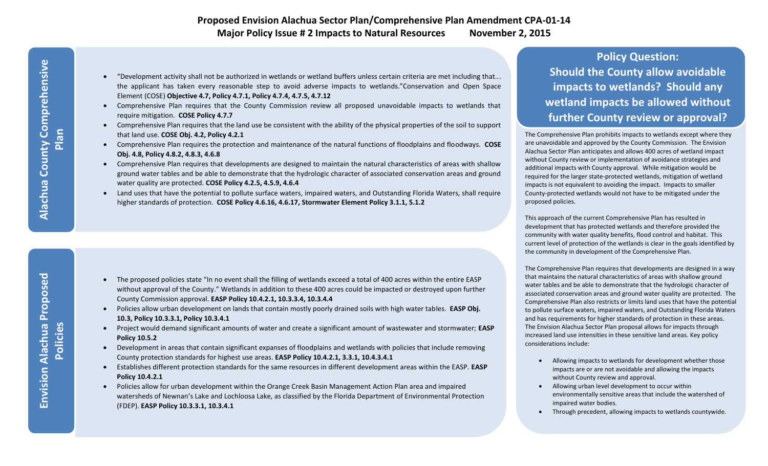# Proposed Envision Alachua Sector Plan/Comprehensive Plan Amendment CPA-01-14

## Major Policy Issue # 2 Impacts to Natural Resources November 2, 2015

### Alachua County Comprehensive Plan

- "Development activity shall not be authorized in wetlands or wetland buffers unless certain criteria are met including that... the applicant has taken every reasonable step to avoid adverse impacts to wetlands." Conservation and Open Space Element (COSE) **Objective 4.7, Policy 4.7.1, Policy 4.7.4, 4.7.5, 4.7.12**
- Comprehensive Plan requires that the County Commission review all proposed unavoidable impacts to wetlands that require mitigation. **COSE Policy 4.7.7**
- Comprehensive Plan requires that the land use be consistent with the ability of the physical properties of the soil to support that land use. **COSE Obj. 4.2, Policy 4.2.1**
- Comprehensive Plan requires the protection and maintenance of the natural functions of floodplains and floodways. **COSE Obj. 4.8, Policy 4.8.2, 4.8.3, 4.6.8**
- Comprehensive Plan requires that developments are designed to maintain the natural characteristics of areas with shallow ground water tables and be able to demonstrate that the hydrologic character of associated conservation areas and ground water quality are protected. **COSE Policy 4.2.5, 4.5.9, 4.6.4**
- Land uses that have the potential to pollute surface waters, impaired waters, and Outstanding Florida Waters, shall require higher standards of protection. **COSE Policy 4.6.16, 4.6.17, Stormwater Element Policy 3.1.1, 5.1.2**

### Envision Alachua Proposed Policies

- The proposed policies state "In no event shall the filling of wetlands exceed a total of 400 acres within the entire EASP without approval of the County." Wetlands in addition to these 400 acres could be impacted or destroyed upon further County Commission approval. **EASP Policy 10.4.2.1, 10.3.3.4, 10.3.4.4**
- Policies allow urban development on lands that contain mostly poorly drained soils with high water tables. **EASP Obj. 10.3, Policy 10.3.3.1, Policy 10.3.4.1**
- Project would demand significant amounts of water and create a significant amount of wastewater and stormwater; **EASP Policy 10.5.2**
- Development in areas that contain significant expanses of floodplains and wetlands with policies that include removing County protection standards for highest use areas. **EASP Policy 10.4.2.1, 3.3.1, 10.4.3.4.1**
- Establishes different protection standards for the same resources in different development areas within the EASP. **EASP Policy 10.4.2.1**
- Policies allow for urban development within the Orange Creek Basin Management Action Plan area and impaired watersheds of Newnan's Lake and Lochloosa Lake, as classified by the Florida Department of Environmental Protection (FDEP). **EASP Policy 10.3.3.1, 10.3.4.1**

### Policy Question: Should the County allow avoidable impacts to wetlands? Should any wetland impacts be allowed without further County review or approval?

The Comprehensive Plan prohibits impacts to wetlands except where they are unavoidable and approved by the County Commission. The Envision Alachua Sector Plan anticipates and allows 400 acres of wetland impact without County review or implementation of avoidance strategies and additional impacts with County approval. While mitigation would be required for the larger state-protected wetlands, mitigation of wetland impacts is not equivalent to avoiding the impact. Impacts to smaller County-protected wetlands would not have to be mitigated under the proposed policies.

This approach of the current Comprehensive Plan has resulted in development that has protected wetlands and therefore provided the community with water quality benefits, flood control and habitat. This current level of protection of the wetlands is clear in the goals identified by the community in development of the Comprehensive Plan.

The Comprehensive Plan requires that developments are designed in a way that maintains the natural characteristics of areas with shallow ground water tables and be able to demonstrate that the hydrologic character of associated conservation areas and ground water quality are protected. The Comprehensive Plan also restricts or limits land uses that have the potential to pollute surface waters, impaired waters, and Outstanding Florida Waters and has requirements for higher standards of protection in these areas. The Envision Alachua Sector Plan proposal allows for impacts through increased land use intensities in these sensitive land areas. Key policy considerations include:

- Allowing impacts to wetlands for development whether those impacts are or are not avoidable and allowing the impacts without County review and approval.
- Allowing urban level development to occur within environmentally sensitive areas that include the watershed of impaired water bodies.
- Through precedent, allowing impacts to wetlands countywide.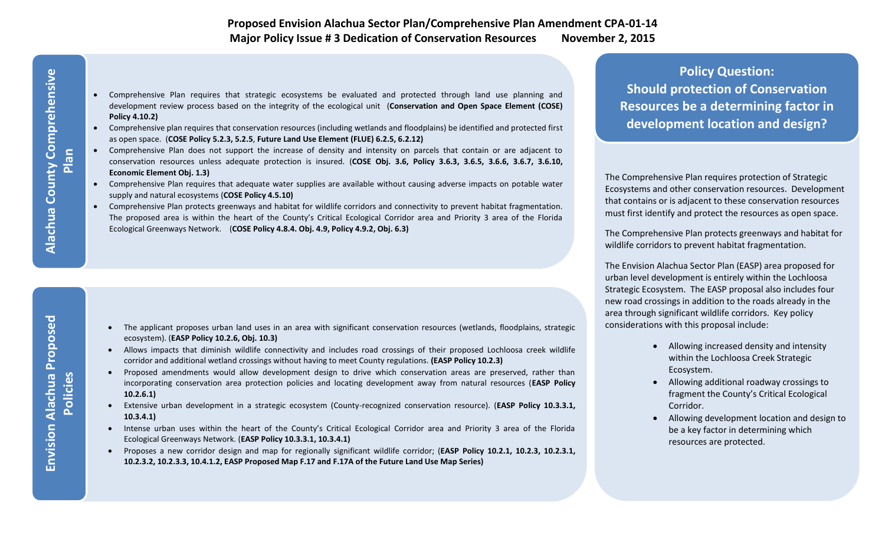# Proposed Envision Alachua Sector Plan/Comprehensive Plan Amendment CPA-01-14
## Major Policy Issue # 3 Dedication of Conservation Resources — November 2, 2015

## Alachua County Comprehensive Plan

- Comprehensive Plan requires that strategic ecosystems be evaluated and protected through land use planning and development review process based on the integrity of the ecological unit (**Conservation and Open Space Element (COSE) Policy 4.10.2)**
- Comprehensive plan requires that conservation resources (including wetlands and floodplains) be identified and protected first as open space. (**COSE Policy 5.2.3, 5.2.5**, **Future Land Use Element (FLUE) 6.2.5, 6.2.12)**
- Comprehensive Plan does not support the increase of density and intensity on parcels that contain or are adjacent to conservation resources unless adequate protection is insured. (**COSE Obj. 3.6, Policy 3.6.3, 3.6.5, 3.6.6, 3.6.7, 3.6.10, Economic Element Obj. 1.3)**
- Comprehensive Plan requires that adequate water supplies are available without causing adverse impacts on potable water supply and natural ecosystems (**COSE Policy 4.5.10)**
- Comprehensive Plan protects greenways and habitat for wildlife corridors and connectivity to prevent habitat fragmentation. The proposed area is within the heart of the County's Critical Ecological Corridor area and Priority 3 area of the Florida Ecological Greenways Network. (**COSE Policy 4.8.4. Obj. 4.9, Policy 4.9.2, Obj. 6.3)**

## Envision Alachua Proposed Policies

- The applicant proposes urban land uses in an area with significant conservation resources (wetlands, floodplains, strategic ecosystem). (**EASP Policy 10.2.6, Obj. 10.3)**
- Allows impacts that diminish wildlife connectivity and includes road crossings of their proposed Lochloosa creek wildlife corridor and additional wetland crossings without having to meet County regulations. **(EASP Policy 10.2.3)**
- Proposed amendments would allow development design to drive which conservation areas are preserved, rather than incorporating conservation area protection policies and locating development away from natural resources (**EASP Policy 10.2.6.1)**
- Extensive urban development in a strategic ecosystem (County-recognized conservation resource). (**EASP Policy 10.3.3.1, 10.3.4.1)**
- Intense urban uses within the heart of the County's Critical Ecological Corridor area and Priority 3 area of the Florida Ecological Greenways Network. (**EASP Policy 10.3.3.1, 10.3.4.1)**
- Proposes a new corridor design and map for regionally significant wildlife corridor; (**EASP Policy 10.2.1, 10.2.3, 10.2.3.1, 10.2.3.2, 10.2.3.3, 10.4.1.2, EASP Proposed Map F.17 and F.17A of the Future Land Use Map Series)**

## Policy Question: Should protection of Conservation Resources be a determining factor in development location and design?

The Comprehensive Plan requires protection of Strategic Ecosystems and other conservation resources. Development that contains or is adjacent to these conservation resources must first identify and protect the resources as open space.

The Comprehensive Plan protects greenways and habitat for wildlife corridors to prevent habitat fragmentation.

The Envision Alachua Sector Plan (EASP) area proposed for urban level development is entirely within the Lochloosa Strategic Ecosystem. The EASP proposal also includes four new road crossings in addition to the roads already in the area through significant wildlife corridors. Key policy considerations with this proposal include:

- Allowing increased density and intensity within the Lochloosa Creek Strategic Ecosystem.
- Allowing additional roadway crossings to fragment the County's Critical Ecological Corridor.
- Allowing development location and design to be a key factor in determining which resources are protected.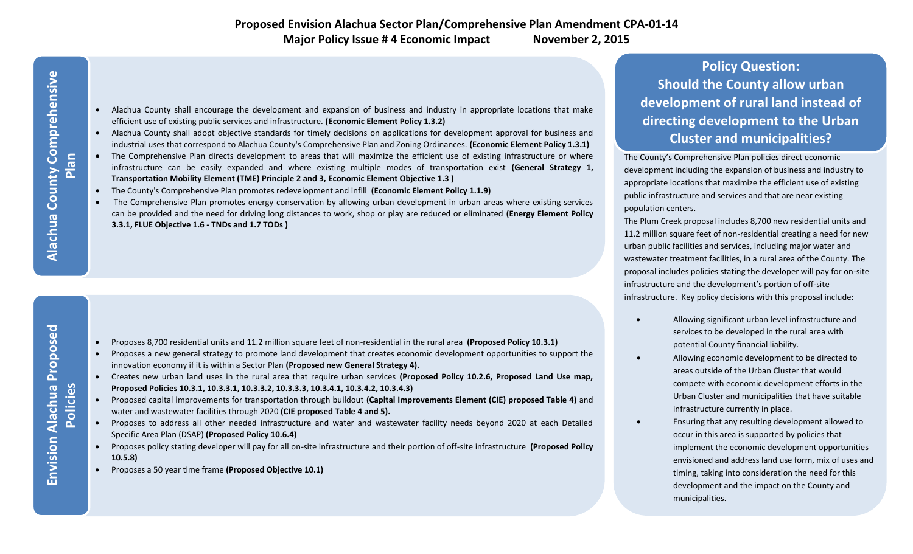# Proposed Envision Alachua Sector Plan/Comprehensive Plan Amendment CPA-01-14

## Major Policy Issue # 4 Economic Impact November 2, 2015

### Alachua County Comprehensive Plan

- Alachua County shall encourage the development and expansion of business and industry in appropriate locations that make efficient use of existing public services and infrastructure. **(Economic Element Policy 1.3.2)**
- Alachua County shall adopt objective standards for timely decisions on applications for development approval for business and industrial uses that correspond to Alachua County's Comprehensive Plan and Zoning Ordinances. **(Economic Element Policy 1.3.1)**
- The Comprehensive Plan directs development to areas that will maximize the efficient use of existing infrastructure or where infrastructure can be easily expanded and where existing multiple modes of transportation exist **(General Strategy 1, Transportation Mobility Element (TME) Principle 2 and 3, Economic Element Objective 1.3 )**
- The County's Comprehensive Plan promotes redevelopment and infill **(Economic Element Policy 1.1.9)**
- The Comprehensive Plan promotes energy conservation by allowing urban development in urban areas where existing services can be provided and the need for driving long distances to work, shop or play are reduced or eliminated **(Energy Element Policy 3.3.1, FLUE Objective 1.6 - TNDs and 1.7 TODs )**

### Envision Alachua Proposed Policies

- Proposes 8,700 residential units and 11.2 million square feet of non-residential in the rural area **(Proposed Policy 10.3.1)**
- Proposes a new general strategy to promote land development that creates economic development opportunities to support the innovation economy if it is within a Sector Plan **(Proposed new General Strategy 4).**
- Creates new urban land uses in the rural area that require urban services **(Proposed Policy 10.2.6, Proposed Land Use map, Proposed Policies 10.3.1, 10.3.3.1, 10.3.3.2, 10.3.3.3, 10.3.4.1, 10.3.4.2, 10.3.4.3)**
- Proposed capital improvements for transportation through buildout **(Capital Improvements Element (CIE) proposed Table 4)** and water and wastewater facilities through 2020 **(CIE proposed Table 4 and 5).**
- Proposes to address all other needed infrastructure and water and wastewater facility needs beyond 2020 at each Detailed Specific Area Plan (DSAP) **(Proposed Policy 10.6.4)**
- Proposes policy stating developer will pay for all on-site infrastructure and their portion of off-site infrastructure **(Proposed Policy 10.5.8)**
- Proposes a 50 year time frame **(Proposed Objective 10.1)**

### Policy Question: Should the County allow urban development of rural land instead of directing development to the Urban Cluster and municipalities?

The County's Comprehensive Plan policies direct economic development including the expansion of business and industry to appropriate locations that maximize the efficient use of existing public infrastructure and services and that are near existing population centers.

The Plum Creek proposal includes 8,700 new residential units and 11.2 million square feet of non-residential creating a need for new urban public facilities and services, including major water and wastewater treatment facilities, in a rural area of the County. The proposal includes policies stating the developer will pay for on-site infrastructure and the development's portion of off-site infrastructure. Key policy decisions with this proposal include:

- Allowing significant urban level infrastructure and services to be developed in the rural area with potential County financial liability.
- Allowing economic development to be directed to areas outside of the Urban Cluster that would compete with economic development efforts in the Urban Cluster and municipalities that have suitable infrastructure currently in place.
- Ensuring that any resulting development allowed to occur in this area is supported by policies that implement the economic development opportunities envisioned and address land use form, mix of uses and timing, taking into consideration the need for this development and the impact on the County and municipalities.